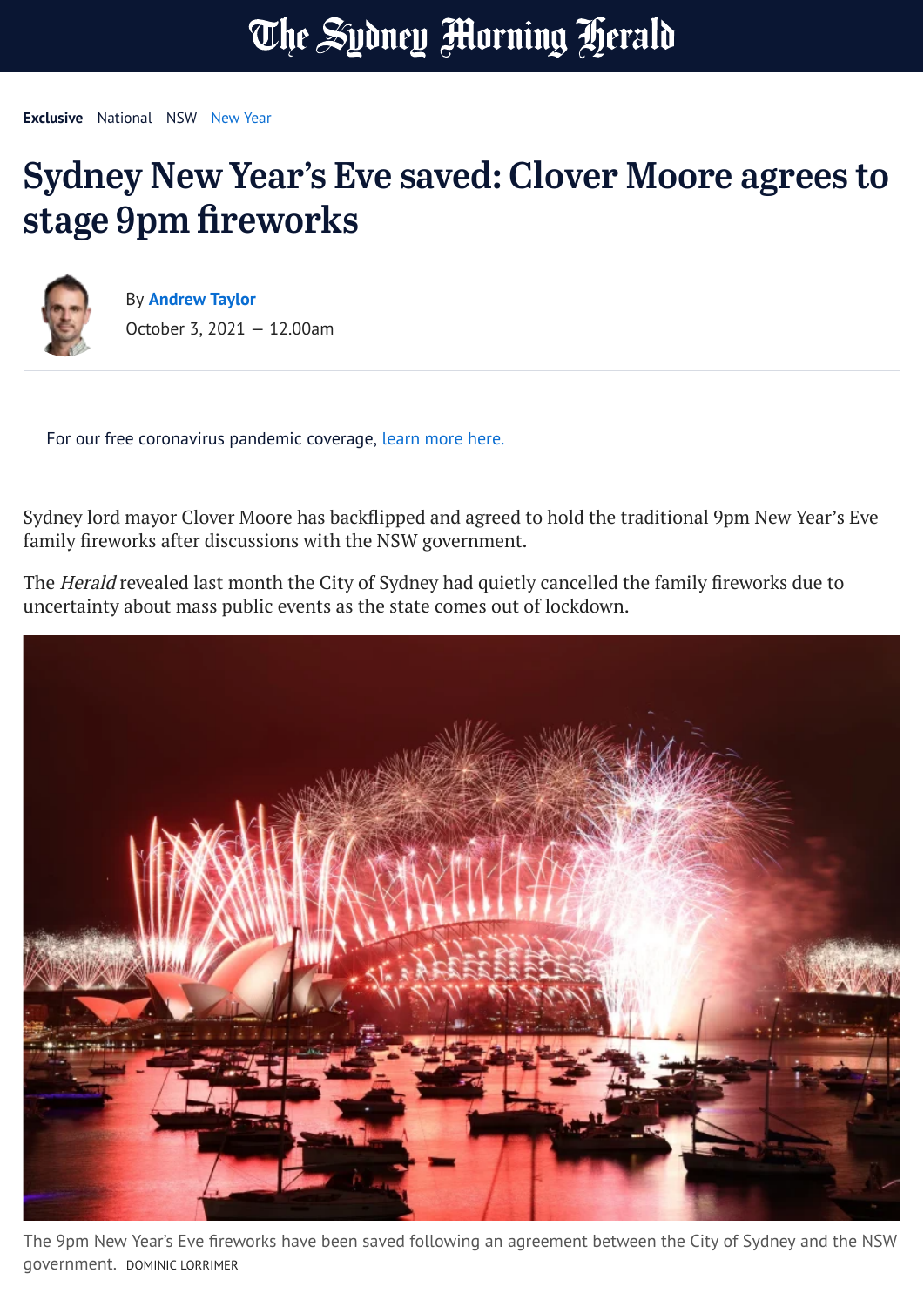Exclusive National NSW New Year

# Sydney New Year's Eve saved: Clover Moore agrees to stage 9pm fireworks

By **Andrew Taylor**
October 3, 2021 — 12.00am

For our free coronavirus pandemic coverage, learn more here.

Sydney lord mayor Clover Moore has backflipped and agreed to hold the traditional 9pm New Year's Eve family fireworks after discussions with the NSW government.

The *Herald* revealed last month the City of Sydney had quietly cancelled the family fireworks due to uncertainty about mass public events as the state comes out of lockdown.

The 9pm New Year's Eve fireworks have been saved following an agreement between the City of Sydney and the NSW government. DOMINIC LORRIMER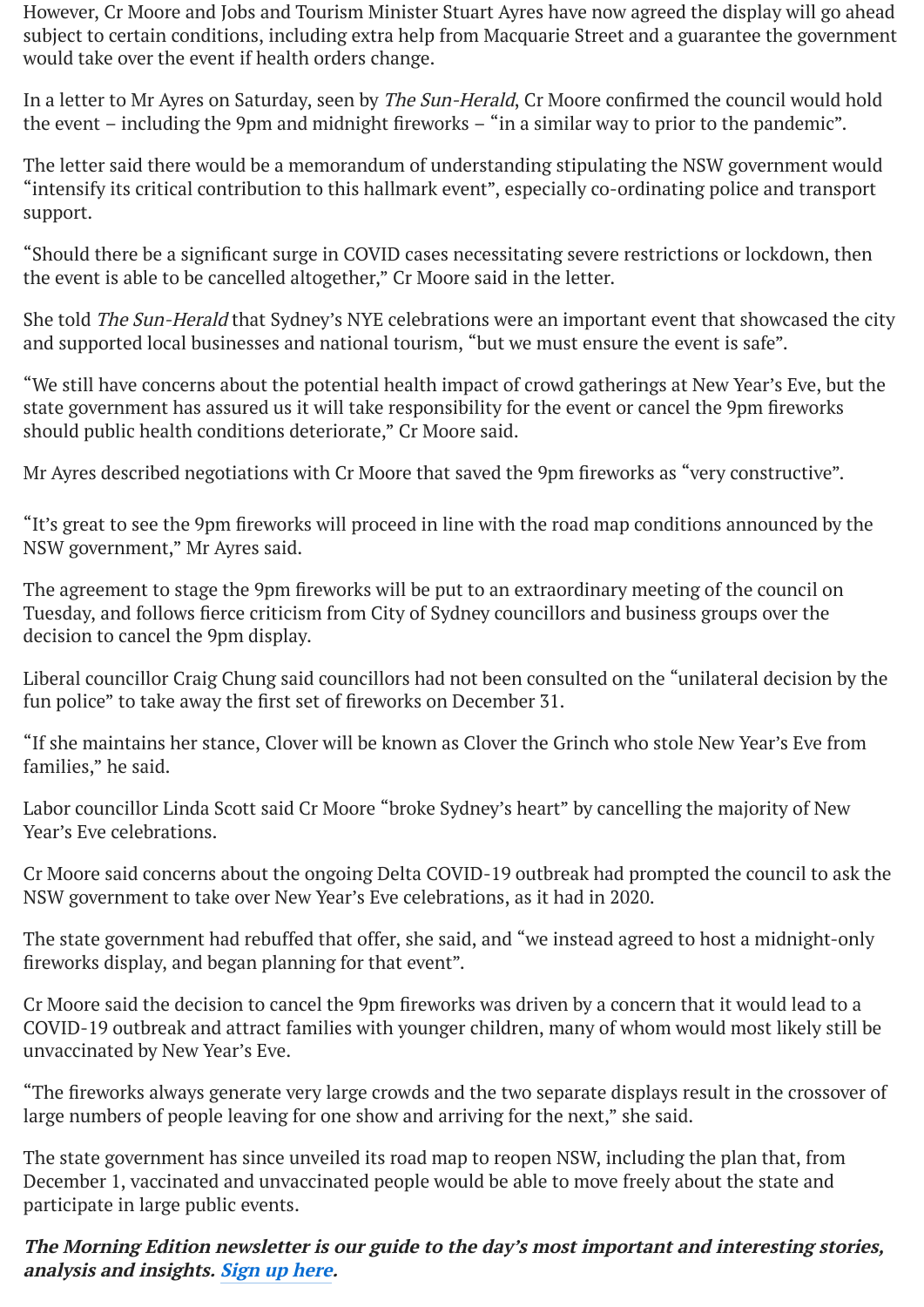However, Cr Moore and Jobs and Tourism Minister Stuart Ayres have now agreed the display will go ahead subject to certain conditions, including extra help from Macquarie Street and a guarantee the government would take over the event if health orders change.

In a letter to Mr Ayres on Saturday, seen by *The Sun-Herald*, Cr Moore confirmed the council would hold the event – including the 9pm and midnight fireworks – "in a similar way to prior to the pandemic".

The letter said there would be a memorandum of understanding stipulating the NSW government would "intensify its critical contribution to this hallmark event", especially co-ordinating police and transport support.

"Should there be a significant surge in COVID cases necessitating severe restrictions or lockdown, then the event is able to be cancelled altogether," Cr Moore said in the letter.

She told *The Sun-Herald* that Sydney's NYE celebrations were an important event that showcased the city and supported local businesses and national tourism, "but we must ensure the event is safe".

"We still have concerns about the potential health impact of crowd gatherings at New Year's Eve, but the state government has assured us it will take responsibility for the event or cancel the 9pm fireworks should public health conditions deteriorate," Cr Moore said.

Mr Ayres described negotiations with Cr Moore that saved the 9pm fireworks as "very constructive".

"It's great to see the 9pm fireworks will proceed in line with the road map conditions announced by the NSW government," Mr Ayres said.

The agreement to stage the 9pm fireworks will be put to an extraordinary meeting of the council on Tuesday, and follows fierce criticism from City of Sydney councillors and business groups over the decision to cancel the 9pm display.

Liberal councillor Craig Chung said councillors had not been consulted on the "unilateral decision by the fun police" to take away the first set of fireworks on December 31.

"If she maintains her stance, Clover will be known as Clover the Grinch who stole New Year's Eve from families," he said.

Labor councillor Linda Scott said Cr Moore "broke Sydney's heart" by cancelling the majority of New Year's Eve celebrations.

Cr Moore said concerns about the ongoing Delta COVID-19 outbreak had prompted the council to ask the NSW government to take over New Year's Eve celebrations, as it had in 2020.

The state government had rebuffed that offer, she said, and "we instead agreed to host a midnight-only fireworks display, and began planning for that event".

Cr Moore said the decision to cancel the 9pm fireworks was driven by a concern that it would lead to a COVID-19 outbreak and attract families with younger children, many of whom would most likely still be unvaccinated by New Year's Eve.

"The fireworks always generate very large crowds and the two separate displays result in the crossover of large numbers of people leaving for one show and arriving for the next," she said.

The state government has since unveiled its road map to reopen NSW, including the plan that, from December 1, vaccinated and unvaccinated people would be able to move freely about the state and participate in large public events.

***The Morning Edition newsletter is our guide to the day's most important and interesting stories, analysis and insights. Sign up here.***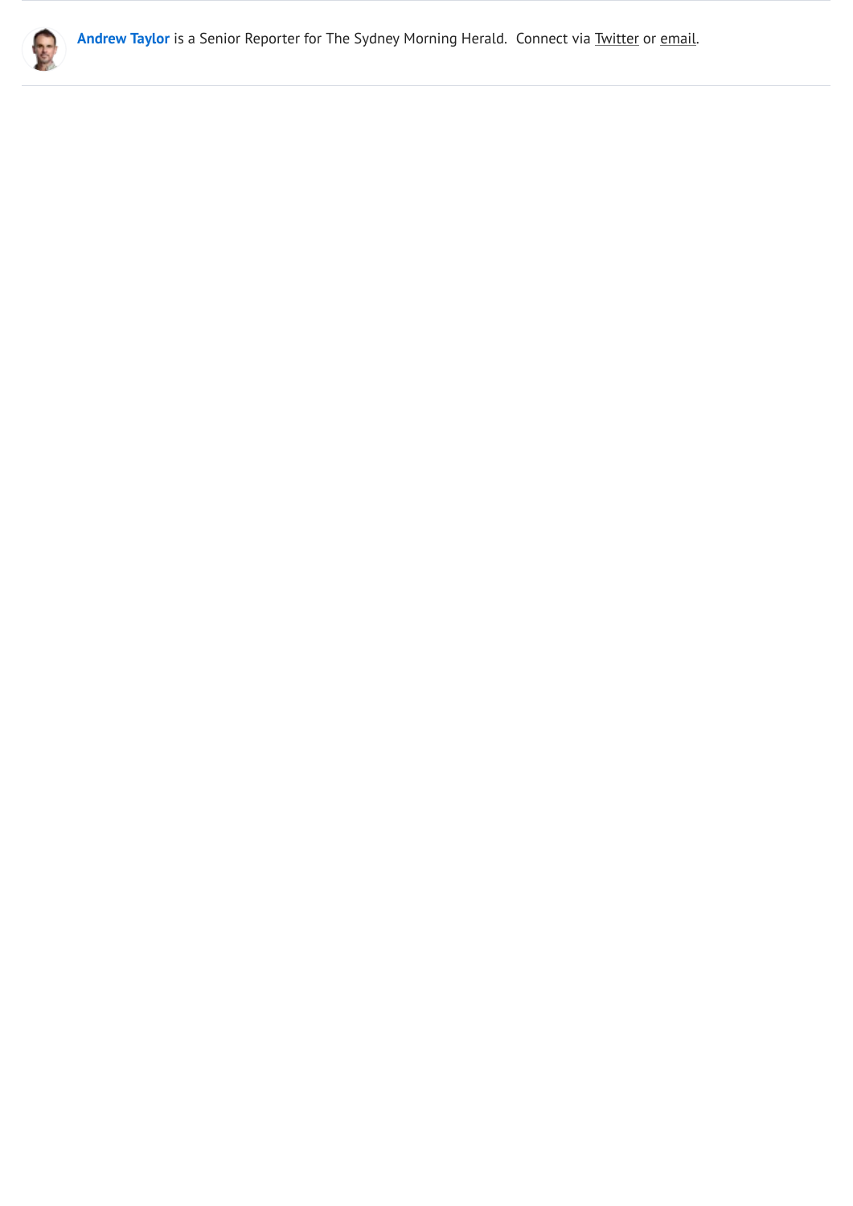**Andrew Taylor** is a Senior Reporter for The Sydney Morning Herald. Connect via Twitter or email.